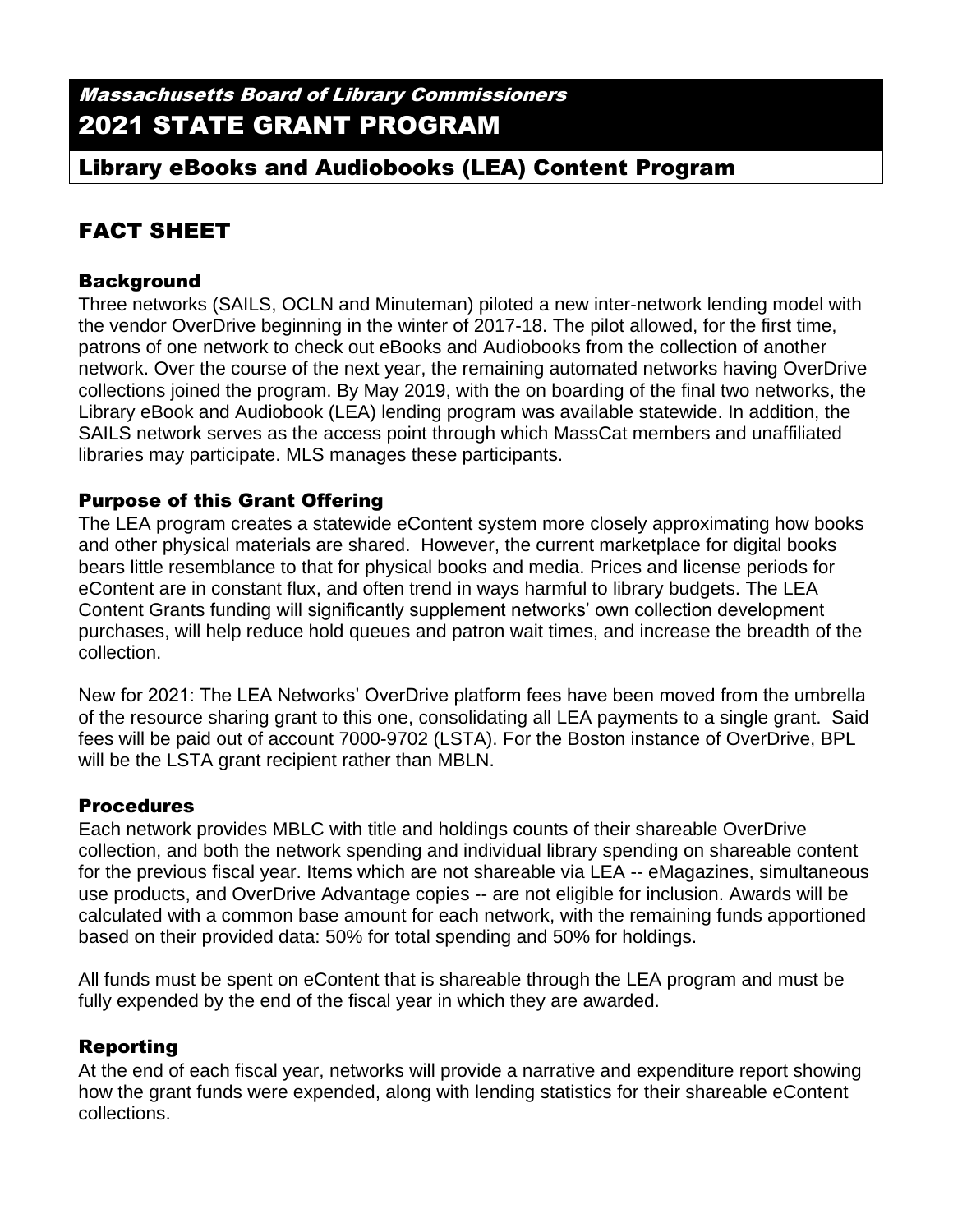*Massachusetts Board of Library Commissioners*

# 2021 STATE GRANT PROGRAM

## Library eBooks and Audiobooks (LEA) Content Program

## FACT SHEET

### Background

Three networks (SAILS, OCLN and Minuteman) piloted a new inter-network lending model with the vendor OverDrive beginning in the winter of 2017-18. The pilot allowed, for the first time, patrons of one network to check out eBooks and Audiobooks from the collection of another network. Over the course of the next year, the remaining automated networks having OverDrive collections joined the program. By May 2019, with the on boarding of the final two networks, the Library eBook and Audiobook (LEA) lending program was available statewide. In addition, the SAILS network serves as the access point through which MassCat members and unaffiliated libraries may participate. MLS manages these participants.

### Purpose of this Grant Offering

The LEA program creates a statewide eContent system more closely approximating how books and other physical materials are shared. However, the current marketplace for digital books bears little resemblance to that for physical books and media. Prices and license periods for eContent are in constant flux, and often trend in ways harmful to library budgets. The LEA Content Grants funding will significantly supplement networks' own collection development purchases, will help reduce hold queues and patron wait times, and increase the breadth of the collection.

New for 2021: The LEA Networks' OverDrive platform fees have been moved from the umbrella of the resource sharing grant to this one, consolidating all LEA payments to a single grant. Said fees will be paid out of account 7000-9702 (LSTA). For the Boston instance of OverDrive, BPL will be the LSTA grant recipient rather than MBLN.

### Procedures

Each network provides MBLC with title and holdings counts of their shareable OverDrive collection, and both the network spending and individual library spending on shareable content for the previous fiscal year. Items which are not shareable via LEA -- eMagazines, simultaneous use products, and OverDrive Advantage copies -- are not eligible for inclusion. Awards will be calculated with a common base amount for each network, with the remaining funds apportioned based on their provided data: 50% for total spending and 50% for holdings.

All funds must be spent on eContent that is shareable through the LEA program and must be fully expended by the end of the fiscal year in which they are awarded.

### Reporting

At the end of each fiscal year, networks will provide a narrative and expenditure report showing how the grant funds were expended, along with lending statistics for their shareable eContent collections.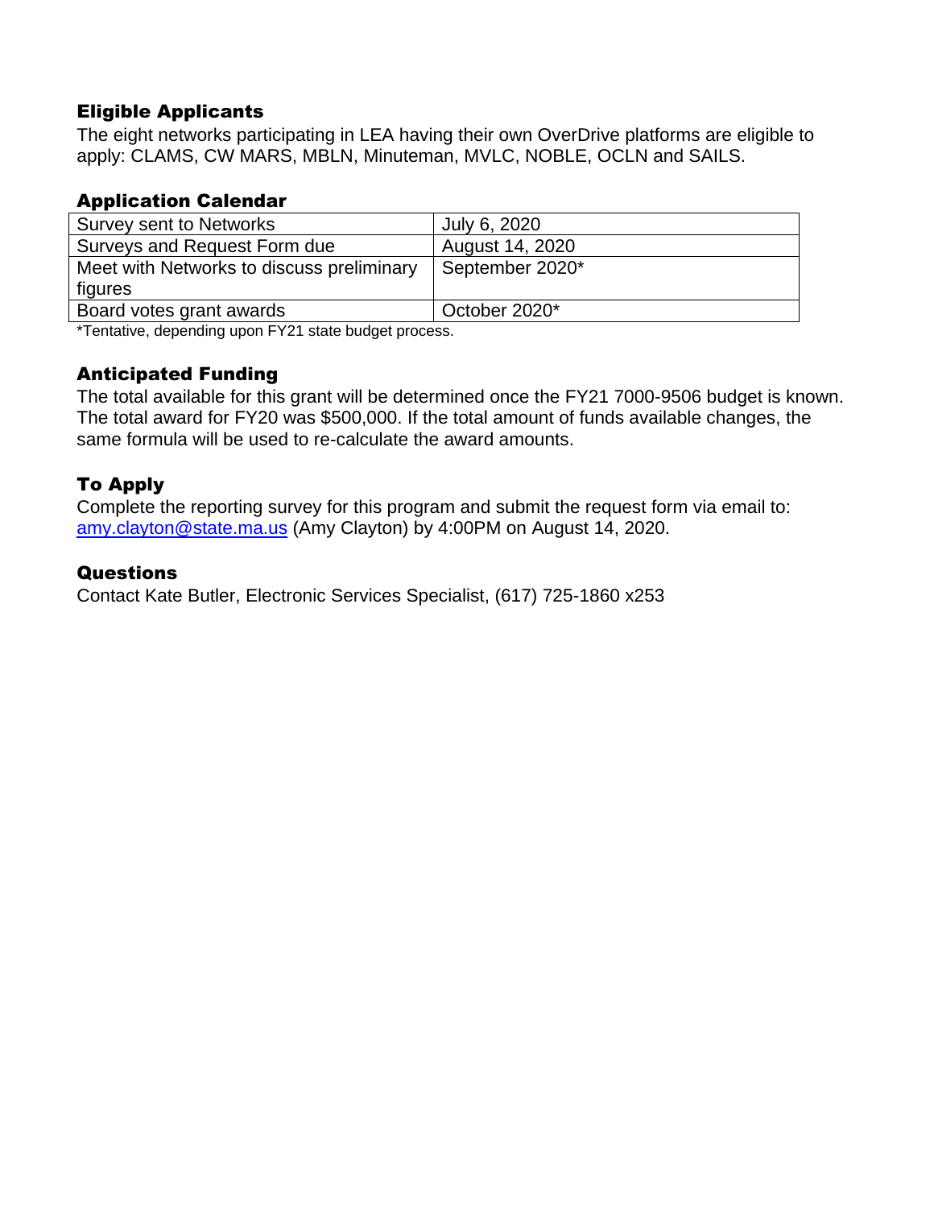## Eligible Applicants

The eight networks participating in LEA having their own OverDrive platforms are eligible to apply: CLAMS, CW MARS, MBLN, Minuteman, MVLC, NOBLE, OCLN and SAILS.

## Application Calendar

| | |
|---|---|
| Survey sent to Networks | July 6, 2020 |
| Surveys and Request Form due | August 14, 2020 |
| Meet with Networks to discuss preliminary figures | September 2020* |
| Board votes grant awards | October 2020* |

*Tentative, depending upon FY21 state budget process.

## Anticipated Funding

The total available for this grant will be determined once the FY21 7000-9506 budget is known. The total award for FY20 was $500,000. If the total amount of funds available changes, the same formula will be used to re-calculate the award amounts.

## To Apply

Complete the reporting survey for this program and submit the request form via email to: amy.clayton@state.ma.us (Amy Clayton) by 4:00PM on August 14, 2020.

## Questions

Contact Kate Butler, Electronic Services Specialist, (617) 725-1860 x253